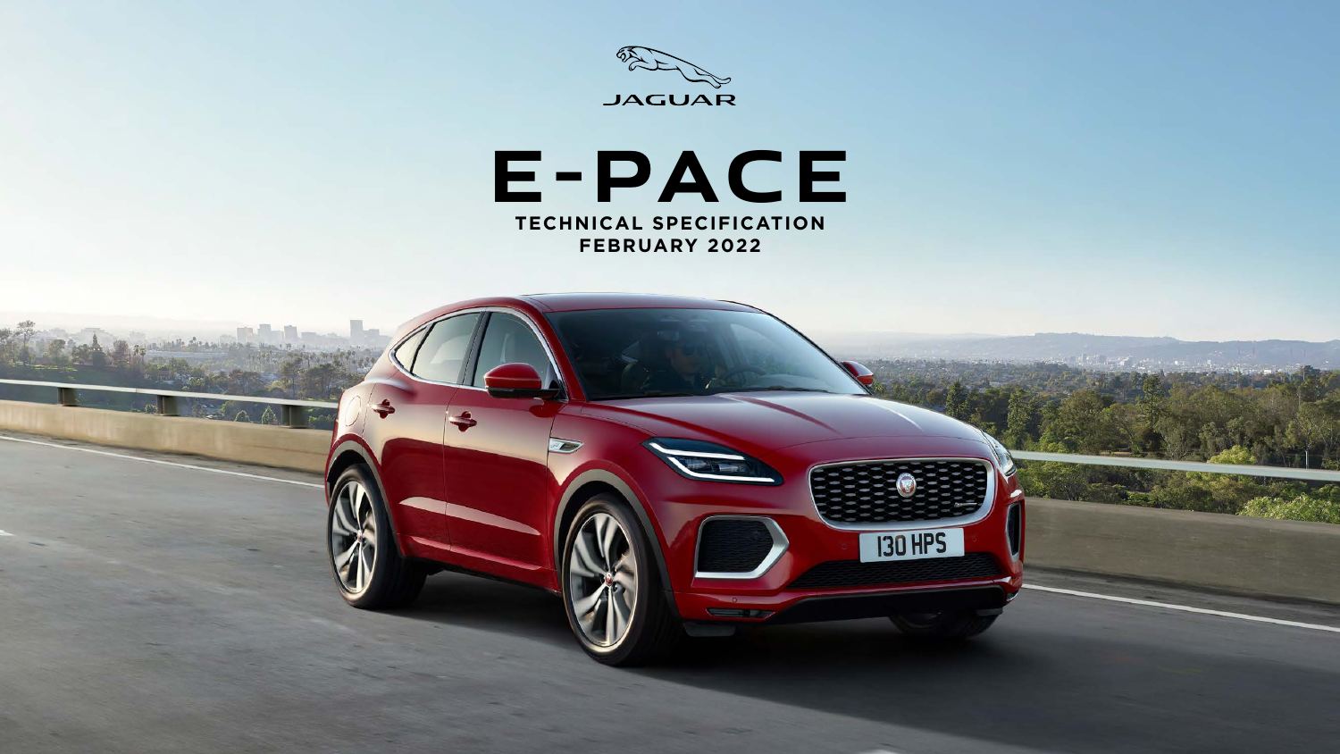JAGUAR

# E-PACE

## TECHNICAL SPECIFICATION
## FEBRUARY 2022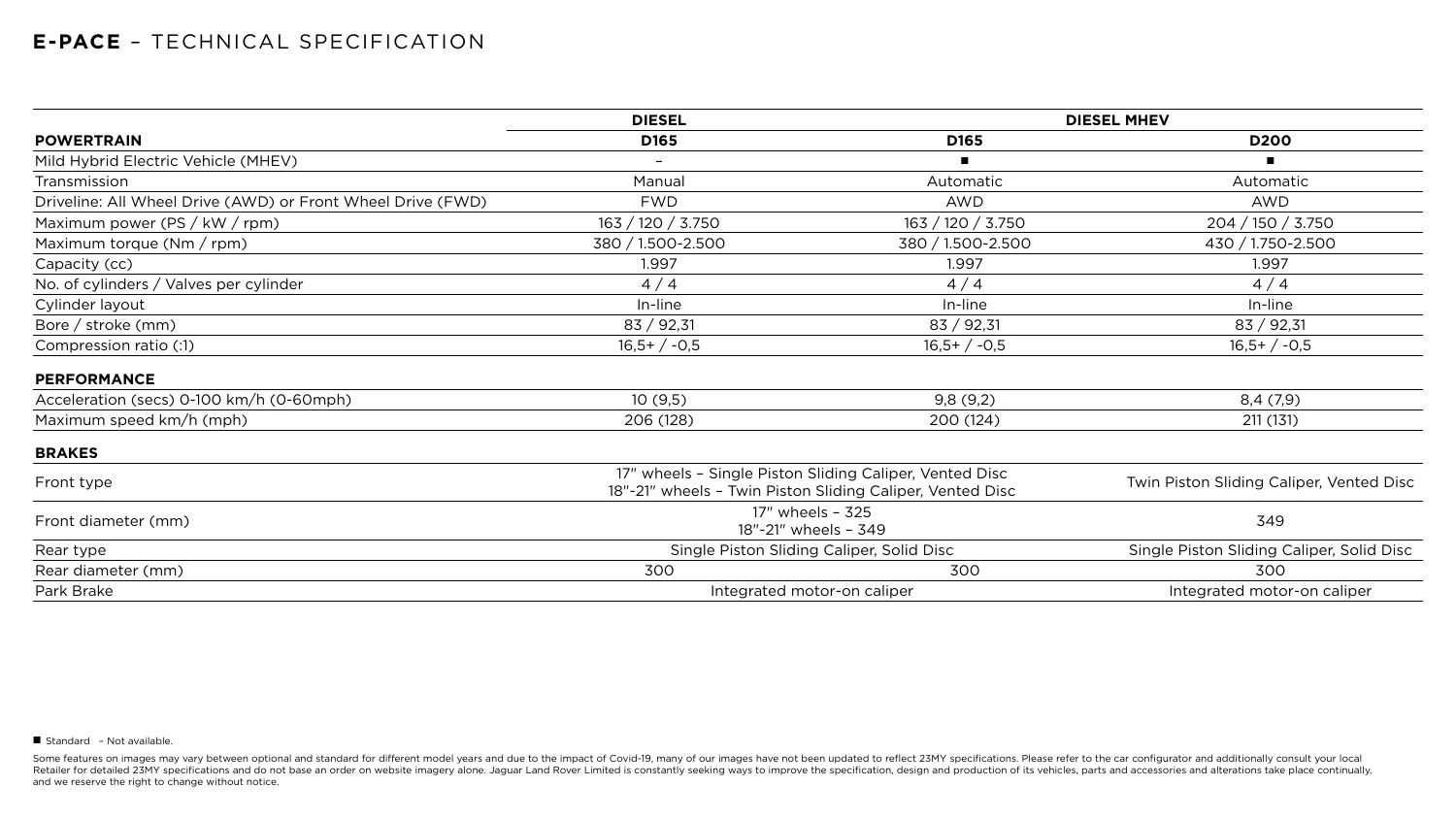## **E-PACE** – TECHNICAL SPECIFICATION

| | DIESEL | DIESEL MHEV | |
|---|---|---|---|
| **POWERTRAIN** | **D165** | **D165** | **D200** |
| Mild Hybrid Electric Vehicle (MHEV) | – | ■ | ■ |
| Transmission | Manual | Automatic | Automatic |
| Driveline: All Wheel Drive (AWD) or Front Wheel Drive (FWD) | FWD | AWD | AWD |
| Maximum power (PS / kW / rpm) | 163 / 120 / 3.750 | 163 / 120 / 3.750 | 204 / 150 / 3.750 |
| Maximum torque (Nm / rpm) | 380 / 1.500-2.500 | 380 / 1.500-2.500 | 430 / 1.750-2.500 |
| Capacity (cc) | 1.997 | 1.997 | 1.997 |
| No. of cylinders / Valves per cylinder | 4 / 4 | 4 / 4 | 4 / 4 |
| Cylinder layout | In-line | In-line | In-line |
| Bore / stroke (mm) | 83 / 92,31 | 83 / 92,31 | 83 / 92,31 |
| Compression ratio (:1) | 16,5+ / -0,5 | 16,5+ / -0,5 | 16,5+ / -0,5 |
| **PERFORMANCE** | | | |
| Acceleration (secs) 0-100 km/h (0-60mph) | 10 (9,5) | 9,8 (9,2) | 8,4 (7,9) |
| Maximum speed km/h (mph) | 206 (128) | 200 (124) | 211 (131) |
| **BRAKES** | | | |
| Front type | 17" wheels – Single Piston Sliding Caliper, Vented Disc<br>18"-21" wheels – Twin Piston Sliding Caliper, Vented Disc | | Twin Piston Sliding Caliper, Vented Disc |
| Front diameter (mm) | 17" wheels – 325<br>18"-21" wheels – 349 | | 349 |
| Rear type | Single Piston Sliding Caliper, Solid Disc | | Single Piston Sliding Caliper, Solid Disc |
| Rear diameter (mm) | 300 | 300 | 300 |
| Park Brake | Integrated motor-on caliper | | Integrated motor-on caliper |

■ Standard – Not available.

Some features on images may vary between optional and standard for different model years and due to the impact of Covid-19, many of our images have not been updated to reflect 23MY specifications. Please refer to the car configurator and additionally consult your local Retailer for detailed 23MY specifications and do not base an order on website imagery alone. Jaguar Land Rover Limited is constantly seeking ways to improve the specification, design and production of its vehicles, parts and accessories and alterations take place continually, and we reserve the right to change without notice.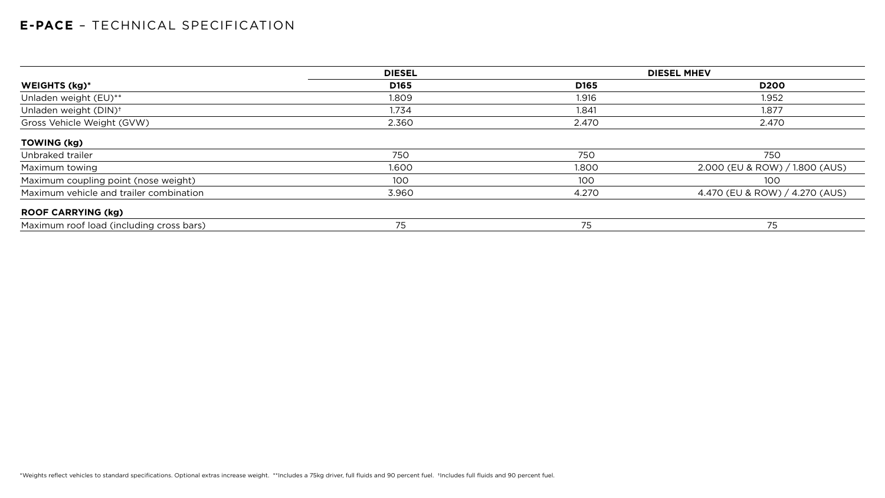# **E-PACE** – TECHNICAL SPECIFICATION

| | DIESEL | DIESEL MHEV | |
|---|---|---|---|
| **WEIGHTS (kg)*** | **D165** | **D165** | **D200** |
| Unladen weight (EU)** | 1.809 | 1.916 | 1.952 |
| Unladen weight (DIN)† | 1.734 | 1.841 | 1.877 |
| Gross Vehicle Weight (GVW) | 2.360 | 2.470 | 2.470 |
| **TOWING (kg)** | | | |
| Unbraked trailer | 750 | 750 | 750 |
| Maximum towing | 1.600 | 1.800 | 2.000 (EU & ROW) / 1.800 (AUS) |
| Maximum coupling point (nose weight) | 100 | 100 | 100 |
| Maximum vehicle and trailer combination | 3.960 | 4.270 | 4.470 (EU & ROW) / 4.270 (AUS) |
| **ROOF CARRYING (kg)** | | | |
| Maximum roof load (including cross bars) | 75 | 75 | 75 |

*Weights reflect vehicles to standard specifications. Optional extras increase weight. **Includes a 75kg driver, full fluids and 90 percent fuel. †Includes full fluids and 90 percent fuel.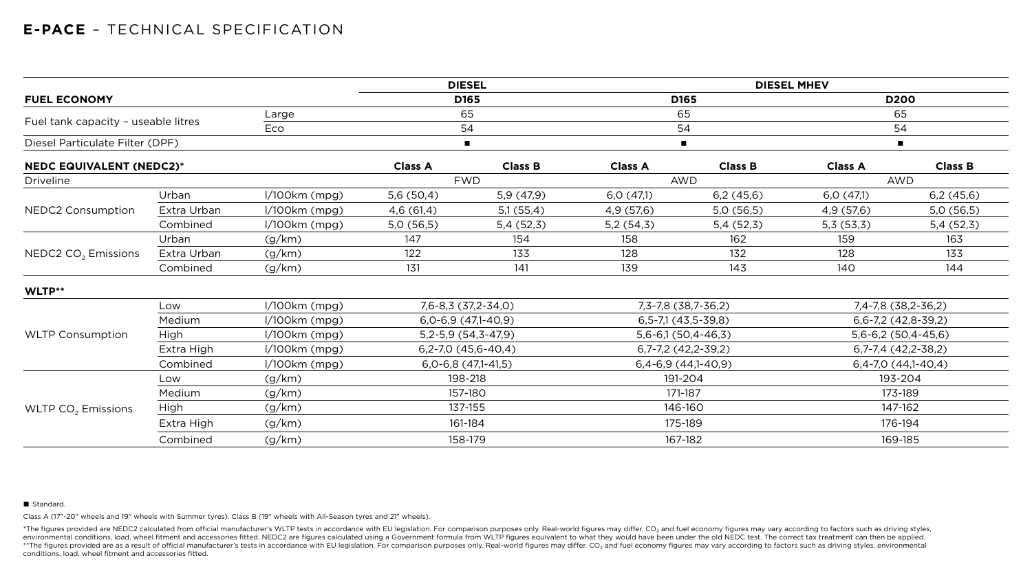## **E-PACE** – TECHNICAL SPECIFICATION

| | | | DIESEL | | DIESEL MHEV | | | |
|---|---|---|---|---|---|---|---|---|
| **FUEL ECONOMY** | | | D165 | | D165 | | D200 | |
| Fuel tank capacity – useable litres | | Large | 65 | | 65 | | 65 | |
| | | Eco | 54 | | 54 | | 54 | |
| Diesel Particulate Filter (DPF) | | | ■ | | ■ | | ■ | |
| **NEDC EQUIVALENT (NEDC2)*** | | | **Class A** | **Class B** | **Class A** | **Class B** | **Class A** | **Class B** |
| Driveline | | | FWD | | AWD | | AWD | |
| NEDC2 Consumption | Urban | l/100km (mpg) | 5,6 (50,4) | 5,9 (47,9) | 6,0 (47,1) | 6,2 (45,6) | 6,0 (47,1) | 6,2 (45,6) |
| | Extra Urban | l/100km (mpg) | 4,6 (61,4) | 5,1 (55,4) | 4,9 (57,6) | 5,0 (56,5) | 4,9 (57,6) | 5,0 (56,5) |
| | Combined | l/100km (mpg) | 5,0 (56,5) | 5,4 (52,3) | 5,2 (54,3) | 5,4 (52,3) | 5,3 (53,3) | 5,4 (52,3) |
| NEDC2 $CO_2$ Emissions | Urban | (g/km) | 147 | 154 | 158 | 162 | 159 | 163 |
| | Extra Urban | (g/km) | 122 | 133 | 128 | 132 | 128 | 133 |
| | Combined | (g/km) | 131 | 141 | 139 | 143 | 140 | 144 |
| **WLTP**** | | | | | | | | |
| WLTP Consumption | Low | l/100km (mpg) | 7,6-8,3 (37,2-34,0) | | 7,3-7,8 (38,7-36,2) | | 7,4-7,8 (38,2-36,2) | |
| | Medium | l/100km (mpg) | 6,0-6,9 (47,1-40,9) | | 6,5-7,1 (43,5-39,8) | | 6,6-7,2 (42,8-39,2) | |
| | High | l/100km (mpg) | 5,2-5,9 (54,3-47,9) | | 5,6-6,1 (50,4-46,3) | | 5,6-6,2 (50,4-45,6) | |
| | Extra High | l/100km (mpg) | 6,2-7,0 (45,6-40,4) | | 6,7-7,2 (42,2-39,2) | | 6,7-7,4 (42,2-38,2) | |
| | Combined | l/100km (mpg) | 6,0-6,8 (47,1-41,5) | | 6,4-6,9 (44,1-40,9) | | 6,4-7,0 (44,1-40,4) | |
| WLTP $CO_2$ Emissions | Low | (g/km) | 198-218 | | 191-204 | | 193-204 | |
| | Medium | (g/km) | 157-180 | | 171-187 | | 173-189 | |
| | High | (g/km) | 137-155 | | 146-160 | | 147-162 | |
| | Extra High | (g/km) | 161-184 | | 175-189 | | 176-194 | |
| | Combined | (g/km) | 158-179 | | 167-182 | | 169-185 | |

■ Standard.

Class A (17"-20" wheels and 19" wheels with Summer tyres). Class B (19" wheels with All-Season tyres and 21" wheels).

*The figures provided are NEDC2 calculated from official manufacturer's WLTP tests in accordance with EU legislation. For comparison purposes only. Real-world figures may differ. $CO_2$ and fuel economy figures may vary according to factors such as driving styles, environmental conditions, load, wheel fitment and accessories fitted. NEDC2 are figures calculated using a Government formula from WLTP figures equivalent to what they would have been under the old NEDC test. The correct tax treatment can then be applied.
**The figures provided are as a result of official manufacturer's tests in accordance with EU legislation. For comparison purposes only. Real-world figures may differ. $CO_2$ and fuel economy figures may vary according to factors such as driving styles, environmental conditions, load, wheel fitment and accessories fitted.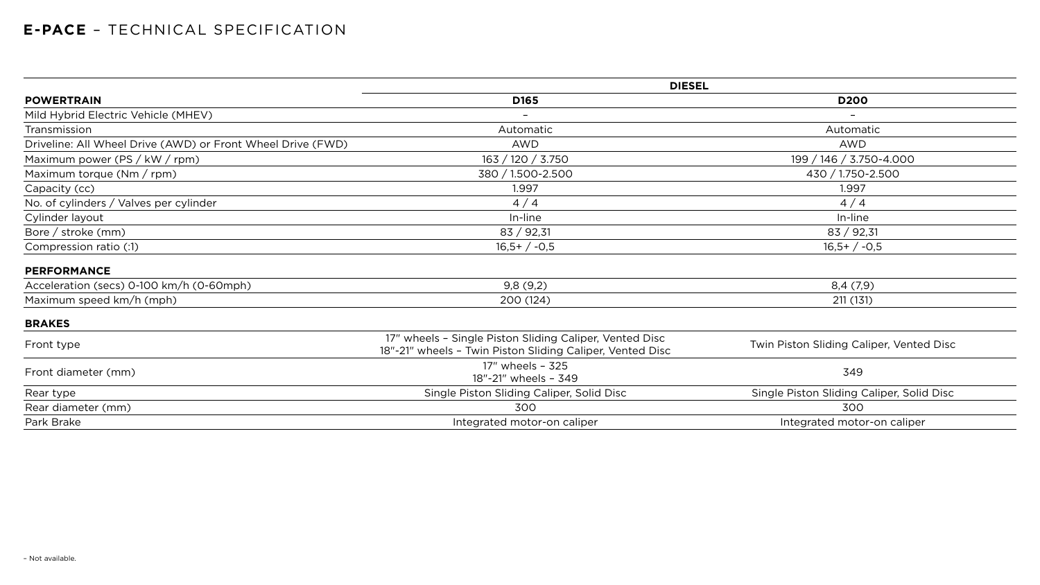# **E-PACE** – TECHNICAL SPECIFICATION

| | DIESEL | |
|---|---|---|
| **POWERTRAIN** | **D165** | **D200** |
| Mild Hybrid Electric Vehicle (MHEV) | – | – |
| Transmission | Automatic | Automatic |
| Driveline: All Wheel Drive (AWD) or Front Wheel Drive (FWD) | AWD | AWD |
| Maximum power (PS / kW / rpm) | 163 / 120 / 3.750 | 199 / 146 / 3.750-4.000 |
| Maximum torque (Nm / rpm) | 380 / 1.500-2.500 | 430 / 1.750-2.500 |
| Capacity (cc) | 1.997 | 1.997 |
| No. of cylinders / Valves per cylinder | 4 / 4 | 4 / 4 |
| Cylinder layout | In-line | In-line |
| Bore / stroke (mm) | 83 / 92,31 | 83 / 92,31 |
| Compression ratio (:1) | 16,5+ / -0,5 | 16,5+ / -0,5 |
| **PERFORMANCE** | | |
| Acceleration (secs) 0-100 km/h (0-60mph) | 9,8 (9,2) | 8,4 (7,9) |
| Maximum speed km/h (mph) | 200 (124) | 211 (131) |
| **BRAKES** | | |
| Front type | 17" wheels – Single Piston Sliding Caliper, Vented Disc<br>18"-21" wheels – Twin Piston Sliding Caliper, Vented Disc | Twin Piston Sliding Caliper, Vented Disc |
| Front diameter (mm) | 17" wheels – 325<br>18"-21" wheels – 349 | 349 |
| Rear type | Single Piston Sliding Caliper, Solid Disc | Single Piston Sliding Caliper, Solid Disc |
| Rear diameter (mm) | 300 | 300 |
| Park Brake | Integrated motor-on caliper | Integrated motor-on caliper |

– Not available.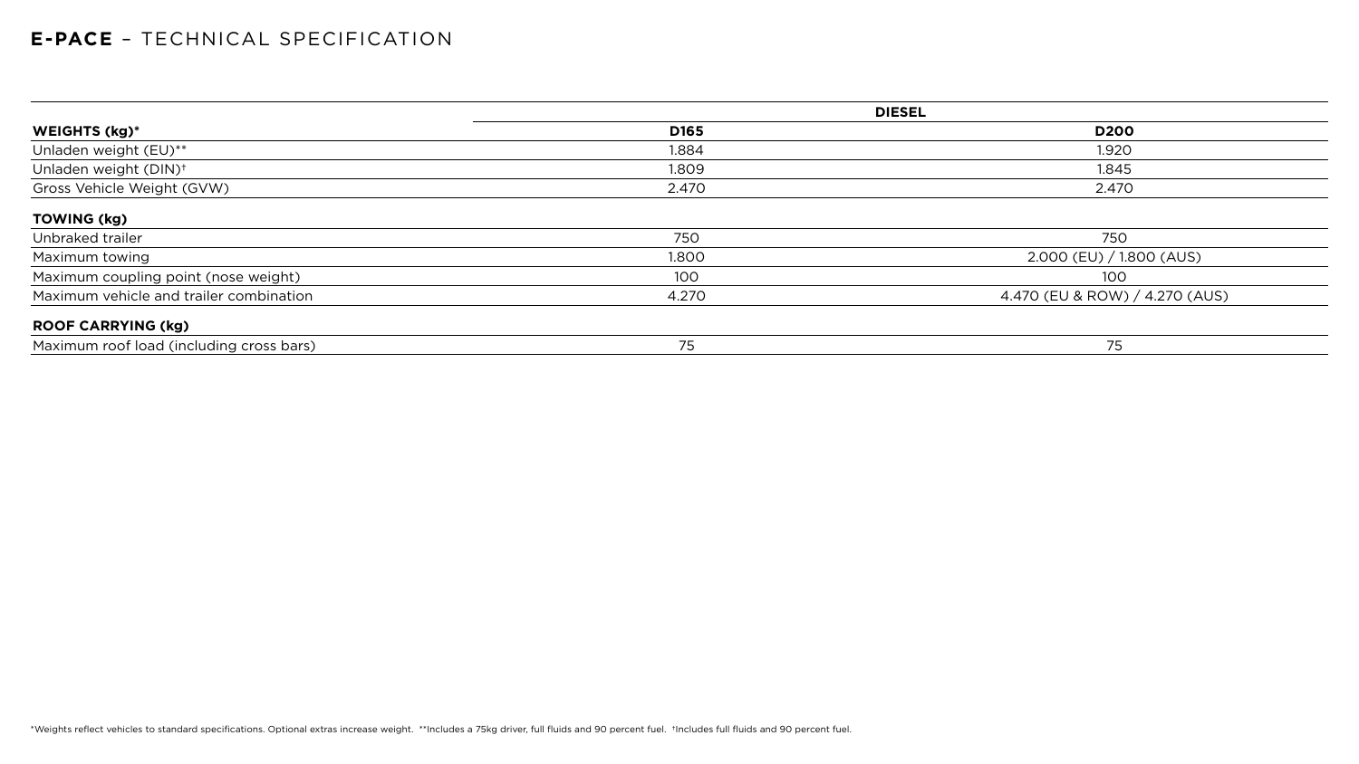# **E-PACE** – TECHNICAL SPECIFICATION

| | DIESEL | |
|---|---|---|
| **WEIGHTS (kg)*** | **D165** | **D200** |
| Unladen weight (EU)** | 1.884 | 1.920 |
| Unladen weight (DIN)† | 1.809 | 1.845 |
| Gross Vehicle Weight (GVW) | 2.470 | 2.470 |
| **TOWING (kg)** | | |
| Unbraked trailer | 750 | 750 |
| Maximum towing | 1.800 | 2.000 (EU) / 1.800 (AUS) |
| Maximum coupling point (nose weight) | 100 | 100 |
| Maximum vehicle and trailer combination | 4.270 | 4.470 (EU & ROW) / 4.270 (AUS) |
| **ROOF CARRYING (kg)** | | |
| Maximum roof load (including cross bars) | 75 | 75 |

*Weights reflect vehicles to standard specifications. Optional extras increase weight. **Includes a 75kg driver, full fluids and 90 percent fuel. †Includes full fluids and 90 percent fuel.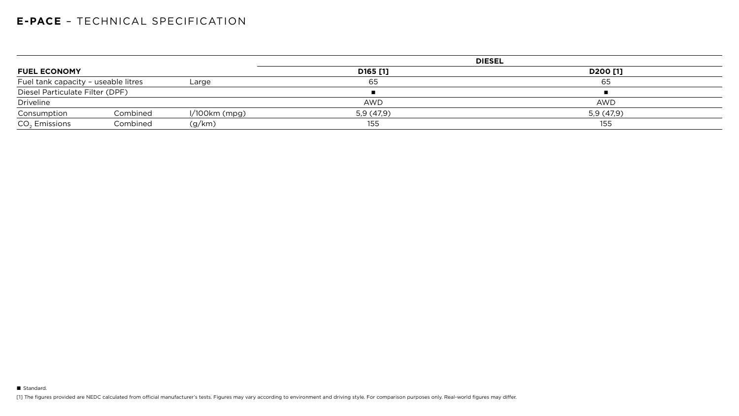## **E-PACE** – TECHNICAL SPECIFICATION

| FUEL ECONOMY | | | DIESEL | |
|---|---|---|---|---|
| | | | D165 [1] | D200 [1] |
| Fuel tank capacity – useable litres | | Large | 65 | 65 |
| Diesel Particulate Filter (DPF) | | | ■ | ■ |
| Driveline | | | AWD | AWD |
| Consumption | Combined | l/100km (mpg) | 5,9 (47,9) | 5,9 (47,9) |
| $CO_2$ Emissions | Combined | (g/km) | 155 | 155 |

■ Standard.

[1] The figures provided are NEDC calculated from official manufacturer's tests. Figures may vary according to environment and driving style. For comparison purposes only. Real-world figures may differ.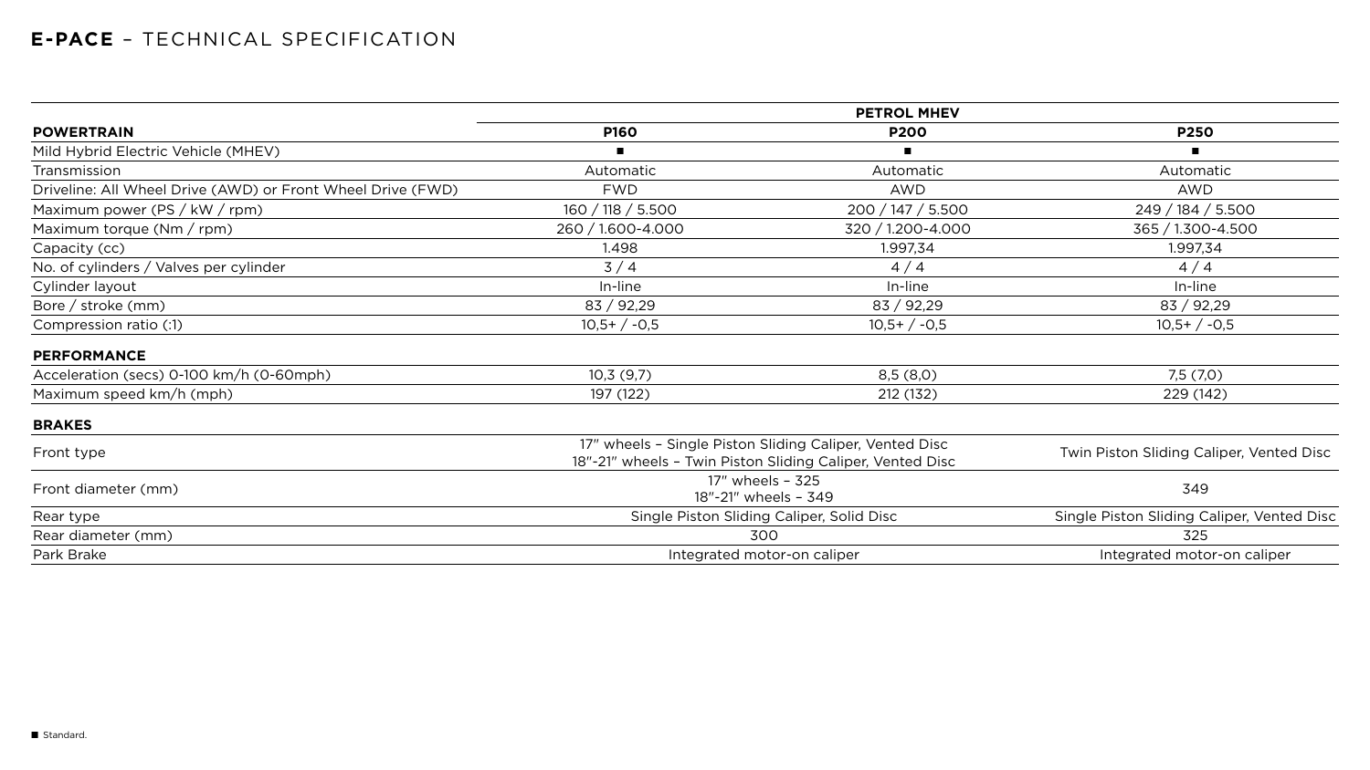# **E-PACE** – TECHNICAL SPECIFICATION

| | PETROL MHEV | | |
|---|---|---|---|
| **POWERTRAIN** | **P160** | **P200** | **P250** |
| Mild Hybrid Electric Vehicle (MHEV) | ■ | ■ | ■ |
| Transmission | Automatic | Automatic | Automatic |
| Driveline: All Wheel Drive (AWD) or Front Wheel Drive (FWD) | FWD | AWD | AWD |
| Maximum power (PS / kW / rpm) | 160 / 118 / 5.500 | 200 / 147 / 5.500 | 249 / 184 / 5.500 |
| Maximum torque (Nm / rpm) | 260 / 1.600-4.000 | 320 / 1.200-4.000 | 365 / 1.300-4.500 |
| Capacity (cc) | 1.498 | 1.997,34 | 1.997,34 |
| No. of cylinders / Valves per cylinder | 3 / 4 | 4 / 4 | 4 / 4 |
| Cylinder layout | In-line | In-line | In-line |
| Bore / stroke (mm) | 83 / 92,29 | 83 / 92,29 | 83 / 92,29 |
| Compression ratio (:1) | 10,5+ / -0,5 | 10,5+ / -0,5 | 10,5+ / -0,5 |
| **PERFORMANCE** | | | |
| Acceleration (secs) 0-100 km/h (0-60mph) | 10,3 (9,7) | 8,5 (8,0) | 7,5 (7,0) |
| Maximum speed km/h (mph) | 197 (122) | 212 (132) | 229 (142) |
| **BRAKES** | | | |
| Front type | 17" wheels – Single Piston Sliding Caliper, Vented Disc<br>18"-21" wheels – Twin Piston Sliding Caliper, Vented Disc | | Twin Piston Sliding Caliper, Vented Disc |
| Front diameter (mm) | 17" wheels – 325<br>18"-21" wheels – 349 | | 349 |
| Rear type | Single Piston Sliding Caliper, Solid Disc | | Single Piston Sliding Caliper, Vented Disc |
| Rear diameter (mm) | 300 | | 325 |
| Park Brake | Integrated motor-on caliper | | Integrated motor-on caliper |

■ Standard.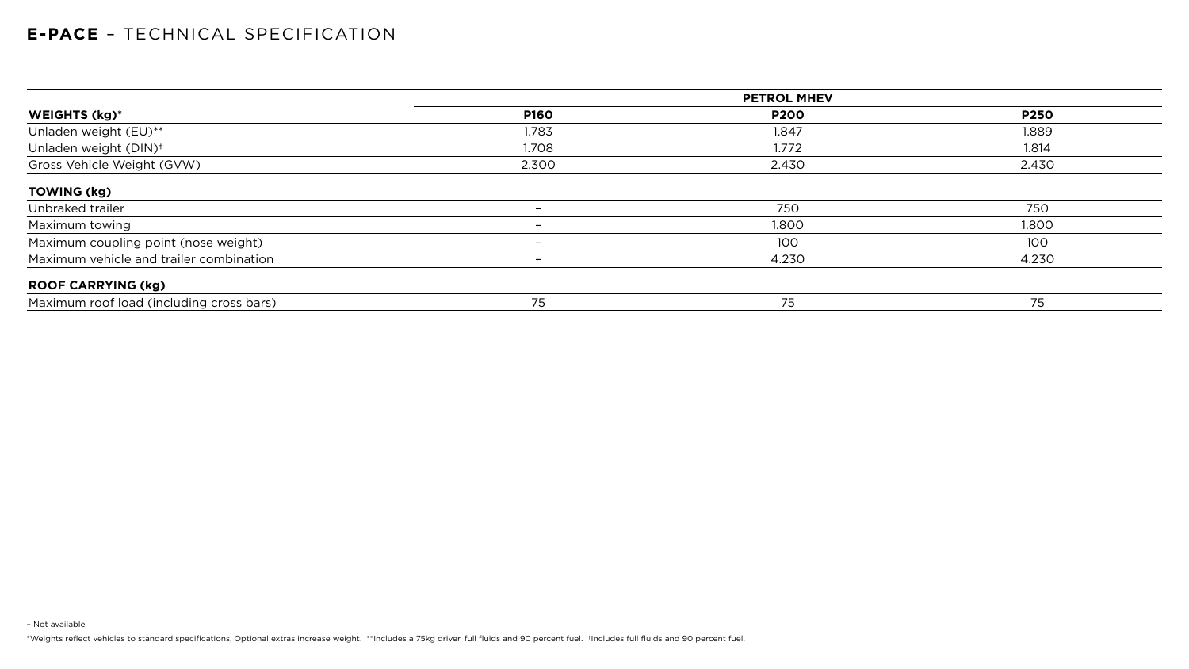# **E-PACE** – TECHNICAL SPECIFICATION

| | PETROL MHEV | | |
|---|---|---|---|
| **WEIGHTS (kg)*** | **P160** | **P200** | **P250** |
| Unladen weight (EU)** | 1.783 | 1.847 | 1.889 |
| Unladen weight (DIN)† | 1.708 | 1.772 | 1.814 |
| Gross Vehicle Weight (GVW) | 2.300 | 2.430 | 2.430 |
| **TOWING (kg)** | | | |
| Unbraked trailer | – | 750 | 750 |
| Maximum towing | – | 1.800 | 1.800 |
| Maximum coupling point (nose weight) | – | 100 | 100 |
| Maximum vehicle and trailer combination | – | 4.230 | 4.230 |
| **ROOF CARRYING (kg)** | | | |
| Maximum roof load (including cross bars) | 75 | 75 | 75 |

– Not available.

*Weights reflect vehicles to standard specifications. Optional extras increase weight. **Includes a 75kg driver, full fluids and 90 percent fuel. †Includes full fluids and 90 percent fuel.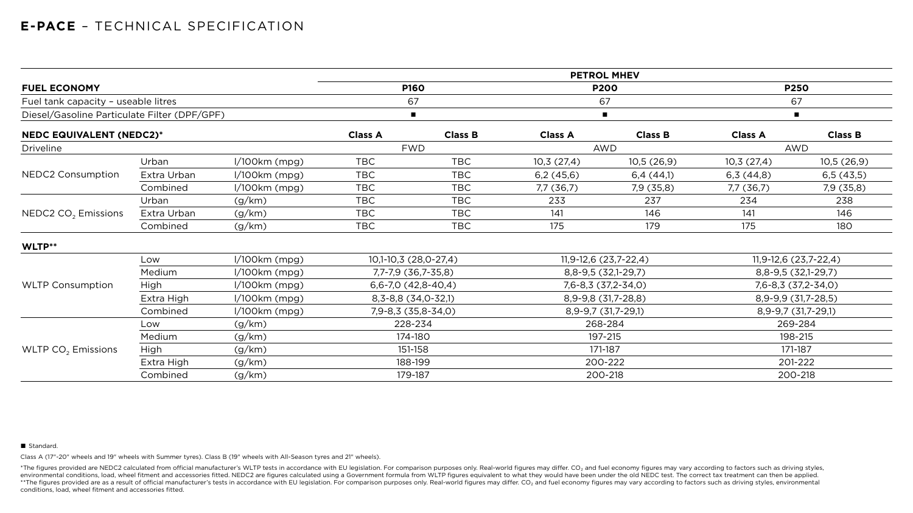# E-PACE – TECHNICAL SPECIFICATION

| | | | PETROL MHEV | | | | | |
|---|---|---|---|---|---|---|---|---|
| **FUEL ECONOMY** | | | **P160** | | **P200** | | **P250** | |
| Fuel tank capacity – useable litres | | | 67 | | 67 | | 67 | |
| Diesel/Gasoline Particulate Filter (DPF/GPF) | | | ■ | | ■ | | ■ | |
| **NEDC EQUIVALENT (NEDC2)*** | | | **Class A** | **Class B** | **Class A** | **Class B** | **Class A** | **Class B** |
| Driveline | | | FWD | | AWD | | AWD | |
| NEDC2 Consumption | Urban | l/100km (mpg) | TBC | TBC | 10,3 (27,4) | 10,5 (26,9) | 10,3 (27,4) | 10,5 (26,9) |
| | Extra Urban | l/100km (mpg) | TBC | TBC | 6,2 (45,6) | 6,4 (44,1) | 6,3 (44,8) | 6,5 (43,5) |
| | Combined | l/100km (mpg) | TBC | TBC | 7,7 (36,7) | 7,9 (35,8) | 7,7 (36,7) | 7,9 (35,8) |
| NEDC2 $CO_2$ Emissions | Urban | (g/km) | TBC | TBC | 233 | 237 | 234 | 238 |
| | Extra Urban | (g/km) | TBC | TBC | 141 | 146 | 141 | 146 |
| | Combined | (g/km) | TBC | TBC | 175 | 179 | 175 | 180 |
| **WLTP**** | | | | | | | | |
| WLTP Consumption | Low | l/100km (mpg) | 10,1-10,3 (28,0-27,4) | | 11,9-12,6 (23,7-22,4) | | 11,9-12,6 (23,7-22,4) | |
| | Medium | l/100km (mpg) | 7,7-7,9 (36,7-35,8) | | 8,8-9,5 (32,1-29,7) | | 8,8-9,5 (32,1-29,7) | |
| | High | l/100km (mpg) | 6,6-7,0 (42,8-40,4) | | 7,6-8,3 (37,2-34,0) | | 7,6-8,3 (37,2-34,0) | |
| | Extra High | l/100km (mpg) | 8,3-8,8 (34,0-32,1) | | 8,9-9,8 (31,7-28,8) | | 8,9-9,9 (31,7-28,5) | |
| | Combined | l/100km (mpg) | 7,9-8,3 (35,8-34,0) | | 8,9-9,7 (31,7-29,1) | | 8,9-9,7 (31,7-29,1) | |
| WLTP $CO_2$ Emissions | Low | (g/km) | 228-234 | | 268-284 | | 269-284 | |
| | Medium | (g/km) | 174-180 | | 197-215 | | 198-215 | |
| | High | (g/km) | 151-158 | | 171-187 | | 171-187 | |
| | Extra High | (g/km) | 188-199 | | 200-222 | | 201-222 | |
| | Combined | (g/km) | 179-187 | | 200-218 | | 200-218 | |

■ Standard.

Class A (17"-20" wheels and 19" wheels with Summer tyres). Class B (19" wheels with All-Season tyres and 21" wheels).

*The figures provided are NEDC2 calculated from official manufacturer's WLTP tests in accordance with EU legislation. For comparison purposes only. Real-world figures may differ. $CO_2$ and fuel economy figures may vary according to factors such as driving styles, environmental conditions, load, wheel fitment and accessories fitted. NEDC2 are figures calculated using a Government formula from WLTP figures equivalent to what they would have been under the old NEDC test. The correct tax treatment can then be applied.
**The figures provided are as a result of official manufacturer's tests in accordance with EU legislation. For comparison purposes only. Real-world figures may differ. $CO_2$ and fuel economy figures may vary according to factors such as driving styles, environmental conditions, load, wheel fitment and accessories fitted.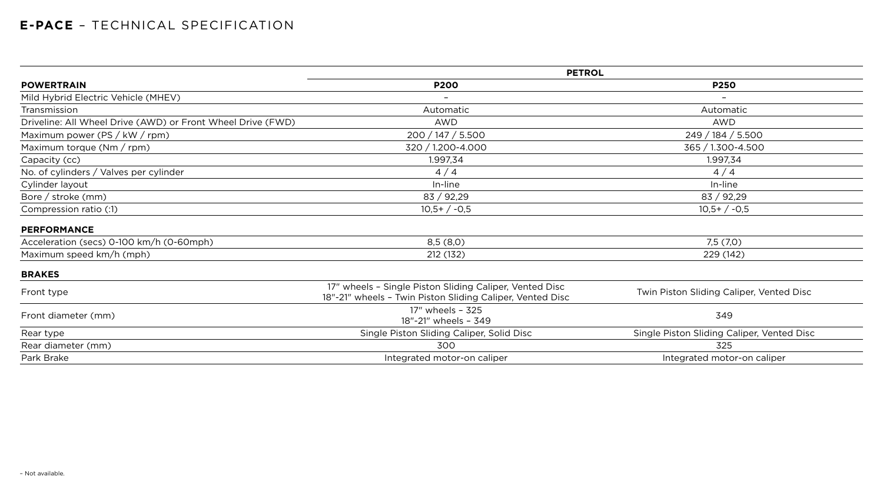# E-PACE – TECHNICAL SPECIFICATION

| | PETROL | |
|---|---|---|
| **POWERTRAIN** | **P200** | **P250** |
| Mild Hybrid Electric Vehicle (MHEV) | – | – |
| Transmission | Automatic | Automatic |
| Driveline: All Wheel Drive (AWD) or Front Wheel Drive (FWD) | AWD | AWD |
| Maximum power (PS / kW / rpm) | 200 / 147 / 5.500 | 249 / 184 / 5.500 |
| Maximum torque (Nm / rpm) | 320 / 1.200-4.000 | 365 / 1.300-4.500 |
| Capacity (cc) | 1.997,34 | 1.997,34 |
| No. of cylinders / Valves per cylinder | 4 / 4 | 4 / 4 |
| Cylinder layout | In-line | In-line |
| Bore / stroke (mm) | 83 / 92,29 | 83 / 92,29 |
| Compression ratio (:1) | 10,5+ / -0,5 | 10,5+ / -0,5 |
| **PERFORMANCE** | | |
| Acceleration (secs) 0-100 km/h (0-60mph) | 8,5 (8,0) | 7,5 (7,0) |
| Maximum speed km/h (mph) | 212 (132) | 229 (142) |
| **BRAKES** | | |
| Front type | 17" wheels – Single Piston Sliding Caliper, Vented Disc<br>18"-21" wheels – Twin Piston Sliding Caliper, Vented Disc | Twin Piston Sliding Caliper, Vented Disc |
| Front diameter (mm) | 17" wheels – 325<br>18"-21" wheels – 349 | 349 |
| Rear type | Single Piston Sliding Caliper, Solid Disc | Single Piston Sliding Caliper, Vented Disc |
| Rear diameter (mm) | 300 | 325 |
| Park Brake | Integrated motor-on caliper | Integrated motor-on caliper |

– Not available.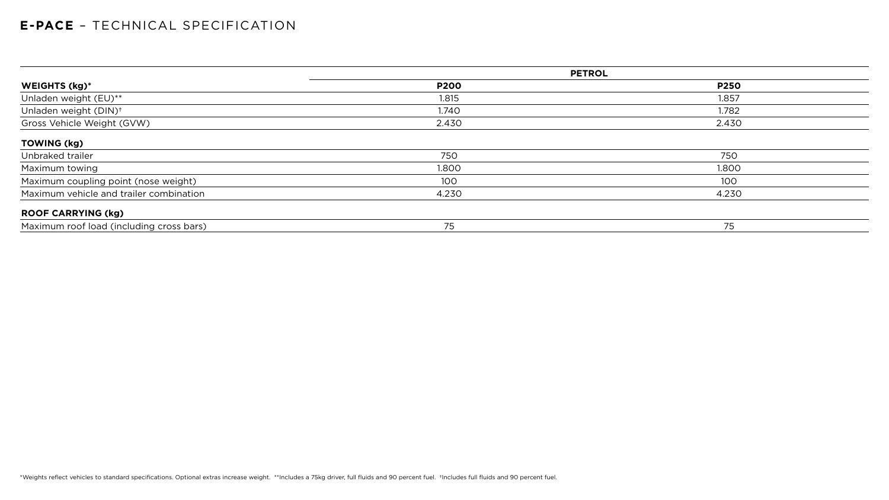## **E-PACE** – TECHNICAL SPECIFICATION

| | PETROL | |
|---|---|---|
| **WEIGHTS (kg)*** | **P200** | **P250** |
| Unladen weight (EU)** | 1.815 | 1.857 |
| Unladen weight (DIN)† | 1.740 | 1.782 |
| Gross Vehicle Weight (GVW) | 2.430 | 2.430 |
| **TOWING (kg)** | | |
| Unbraked trailer | 750 | 750 |
| Maximum towing | 1.800 | 1.800 |
| Maximum coupling point (nose weight) | 100 | 100 |
| Maximum vehicle and trailer combination | 4.230 | 4.230 |
| **ROOF CARRYING (kg)** | | |
| Maximum roof load (including cross bars) | 75 | 75 |

*Weights reflect vehicles to standard specifications. Optional extras increase weight. **Includes a 75kg driver, full fluids and 90 percent fuel. †Includes full fluids and 90 percent fuel.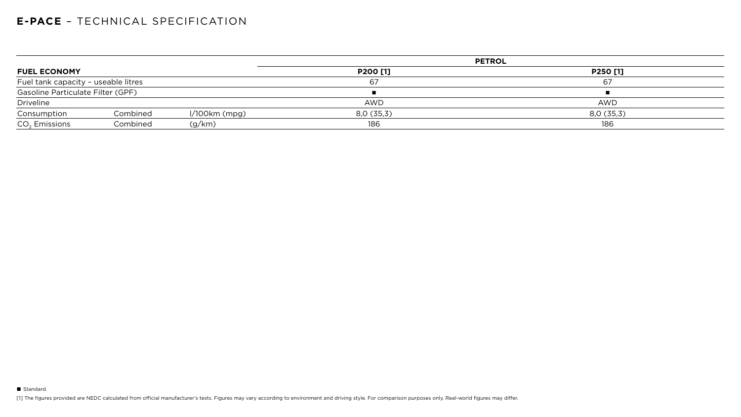# **E-PACE** – TECHNICAL SPECIFICATION

| | | | PETROL | |
|---|---|---|---|---|
| **FUEL ECONOMY** | | | **P200 [1]** | **P250 [1]** |
| Fuel tank capacity – useable litres | | | 67 | 67 |
| Gasoline Particulate Filter (GPF) | | | ■ | ■ |
| Driveline | | | AWD | AWD |
| Consumption | Combined | l/100km (mpg) | 8,0 (35,3) | 8,0 (35,3) |
| $CO_2$ Emissions | Combined | (g/km) | 186 | 186 |

■ Standard.

[1] The figures provided are NEDC calculated from official manufacturer's tests. Figures may vary according to environment and driving style. For comparison purposes only. Real-world figures may differ.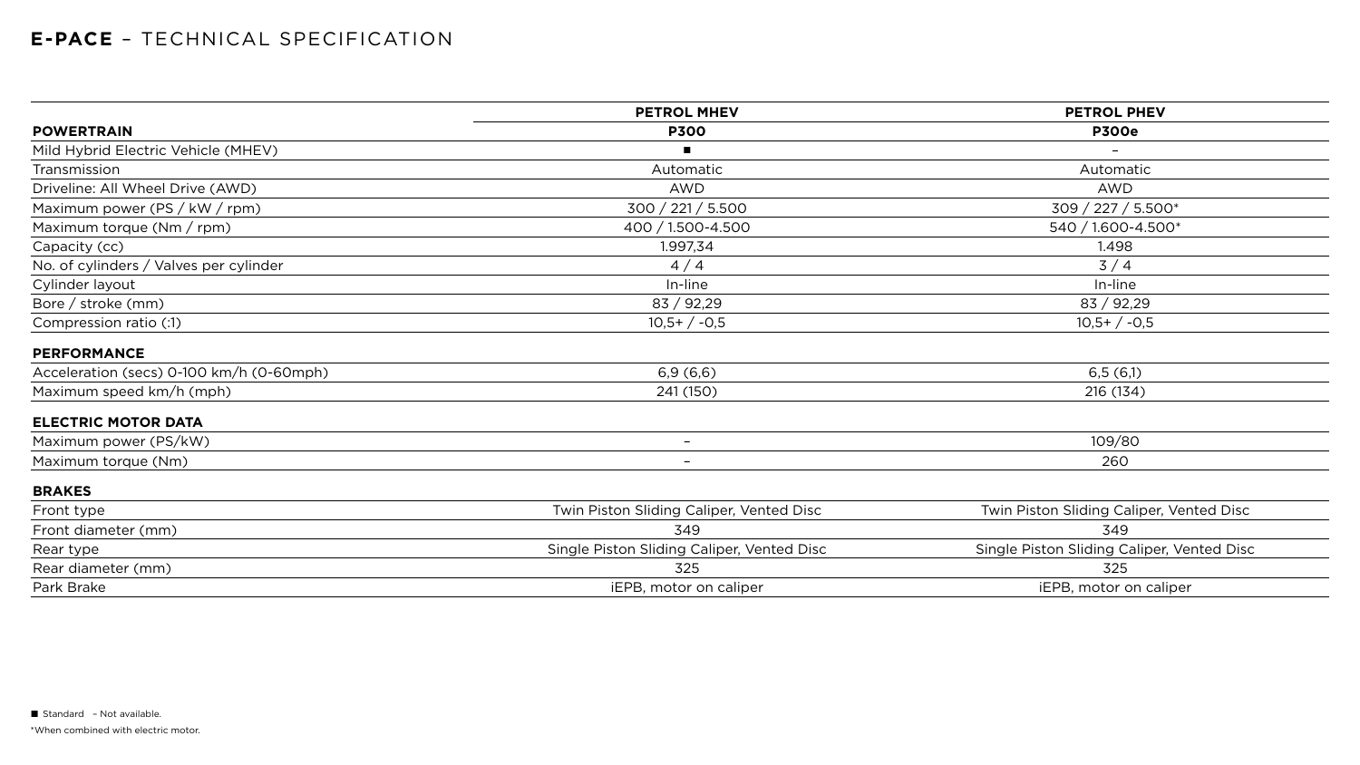# **E-PACE** – TECHNICAL SPECIFICATION

| | PETROL MHEV | PETROL PHEV |
|---|---|---|
| **POWERTRAIN** | **P300** | **P300e** |
| Mild Hybrid Electric Vehicle (MHEV) | ■ | – |
| Transmission | Automatic | Automatic |
| Driveline: All Wheel Drive (AWD) | AWD | AWD |
| Maximum power (PS / kW / rpm) | 300 / 221 / 5.500 | 309 / 227 / 5.500* |
| Maximum torque (Nm / rpm) | 400 / 1.500-4.500 | 540 / 1.600-4.500* |
| Capacity (cc) | 1.997,34 | 1.498 |
| No. of cylinders / Valves per cylinder | 4 / 4 | 3 / 4 |
| Cylinder layout | In-line | In-line |
| Bore / stroke (mm) | 83 / 92,29 | 83 / 92,29 |
| Compression ratio (:1) | 10,5+ / -0,5 | 10,5+ / -0,5 |
| **PERFORMANCE** | | |
| Acceleration (secs) 0-100 km/h (0-60mph) | 6,9 (6,6) | 6,5 (6,1) |
| Maximum speed km/h (mph) | 241 (150) | 216 (134) |
| **ELECTRIC MOTOR DATA** | | |
| Maximum power (PS/kW) | – | 109/80 |
| Maximum torque (Nm) | – | 260 |
| **BRAKES** | | |
| Front type | Twin Piston Sliding Caliper, Vented Disc | Twin Piston Sliding Caliper, Vented Disc |
| Front diameter (mm) | 349 | 349 |
| Rear type | Single Piston Sliding Caliper, Vented Disc | Single Piston Sliding Caliper, Vented Disc |
| Rear diameter (mm) | 325 | 325 |
| Park Brake | iEPB, motor on caliper | iEPB, motor on caliper |

■ Standard – Not available.

*When combined with electric motor.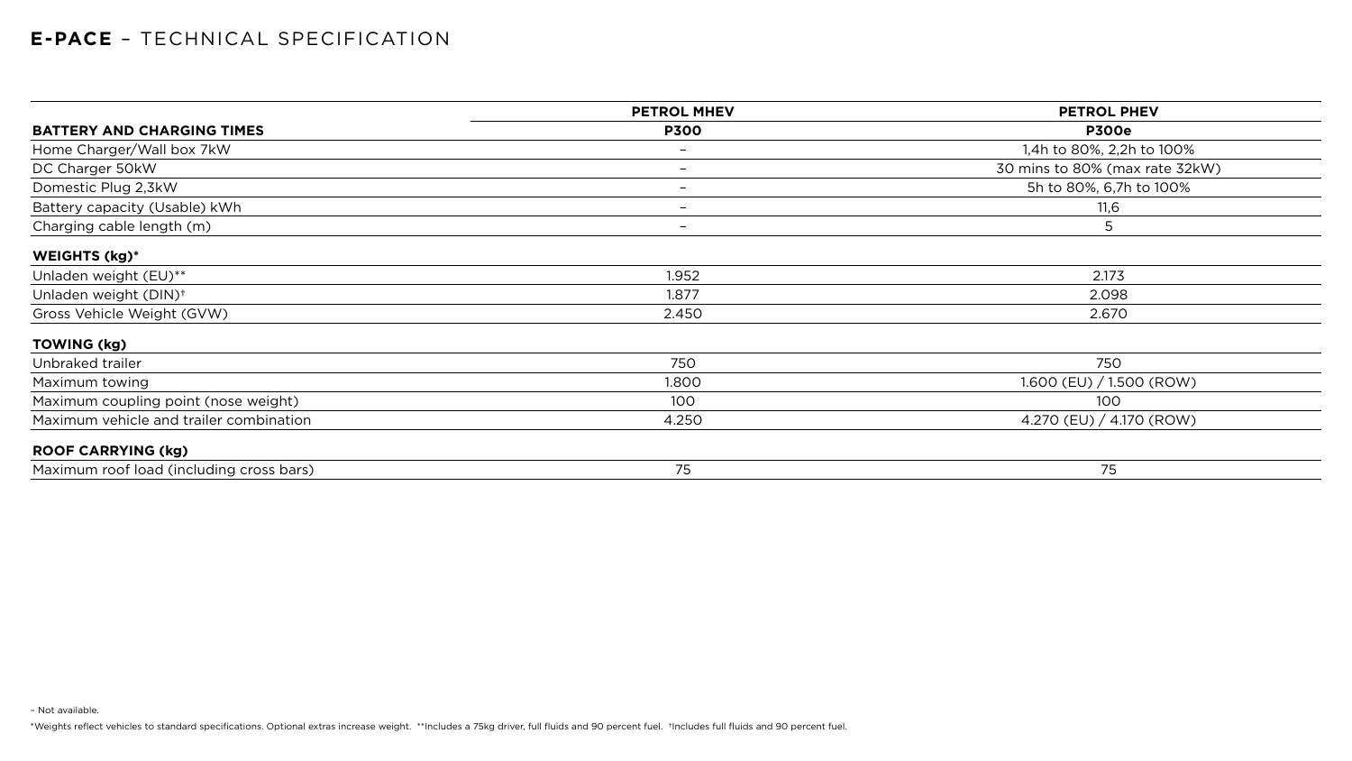# **E-PACE** – TECHNICAL SPECIFICATION

| | **PETROL MHEV** | **PETROL PHEV** |
|---|---|---|
| **BATTERY AND CHARGING TIMES** | **P300** | **P300e** |
| Home Charger/Wall box 7kW | – | 1,4h to 80%, 2,2h to 100% |
| DC Charger 50kW | – | 30 mins to 80% (max rate 32kW) |
| Domestic Plug 2,3kW | – | 5h to 80%, 6,7h to 100% |
| Battery capacity (Usable) kWh | – | 11,6 |
| Charging cable length (m) | – | 5 |
| **WEIGHTS (kg)*** | | |
| Unladen weight (EU)** | 1.952 | 2.173 |
| Unladen weight (DIN)† | 1.877 | 2.098 |
| Gross Vehicle Weight (GVW) | 2.450 | 2.670 |
| **TOWING (kg)** | | |
| Unbraked trailer | 750 | 750 |
| Maximum towing | 1.800 | 1.600 (EU) / 1.500 (ROW) |
| Maximum coupling point (nose weight) | 100 | 100 |
| Maximum vehicle and trailer combination | 4.250 | 4.270 (EU) / 4.170 (ROW) |
| **ROOF CARRYING (kg)** | | |
| Maximum roof load (including cross bars) | 75 | 75 |

– Not available.

*Weights reflect vehicles to standard specifications. Optional extras increase weight. **Includes a 75kg driver, full fluids and 90 percent fuel. †Includes full fluids and 90 percent fuel.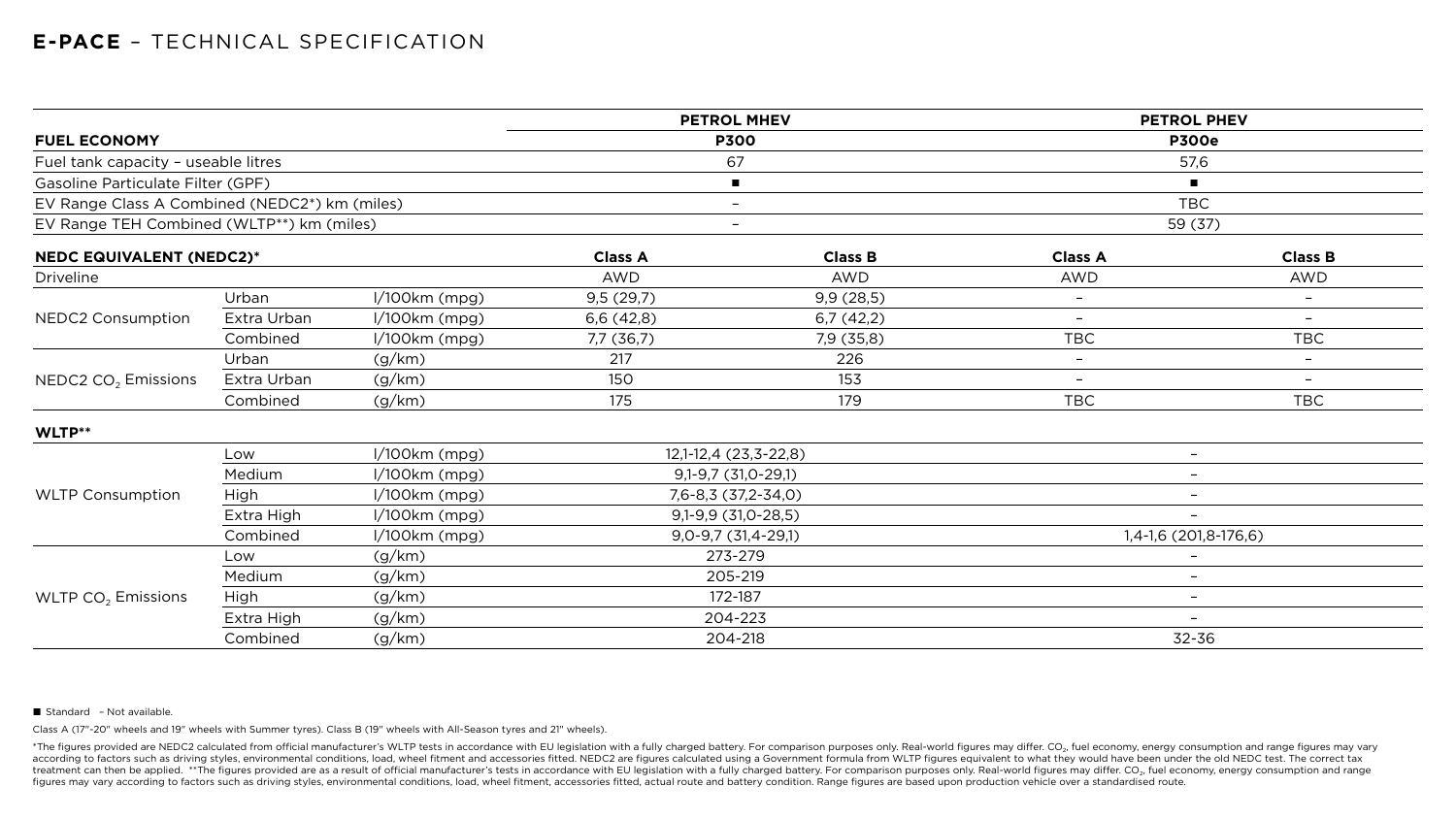# **E-PACE** – TECHNICAL SPECIFICATION

| | | | PETROL MHEV | | PETROL PHEV | |
|---|---|---|---|---|---|---|
| **FUEL ECONOMY** | | | **P300** | | **P300e** | |
| Fuel tank capacity – useable litres | | | 67 | | 57,6 | |
| Gasoline Particulate Filter (GPF) | | | ■ | | ■ | |
| EV Range Class A Combined (NEDC2*) km (miles) | | | – | | TBC | |
| EV Range TEH Combined (WLTP**) km (miles) | | | – | | 59 (37) | |
| **NEDC EQUIVALENT (NEDC2)*** | | | **Class A** | **Class B** | **Class A** | **Class B** |
| Driveline | | | AWD | AWD | AWD | AWD |
| NEDC2 Consumption | Urban | l/100km (mpg) | 9,5 (29,7) | 9,9 (28,5) | – | – |
| | Extra Urban | l/100km (mpg) | 6,6 (42,8) | 6,7 (42,2) | – | – |
| | Combined | l/100km (mpg) | 7,7 (36,7) | 7,9 (35,8) | TBC | TBC |
| NEDC2 $CO_2$ Emissions | Urban | (g/km) | 217 | 226 | – | – |
| | Extra Urban | (g/km) | 150 | 153 | – | – |
| | Combined | (g/km) | 175 | 179 | TBC | TBC |
| **WLTP**** | | | | | | |
| WLTP Consumption | Low | l/100km (mpg) | 12,1-12,4 (23,3-22,8) | | – | |
| | Medium | l/100km (mpg) | 9,1-9,7 (31,0-29,1) | | – | |
| | High | l/100km (mpg) | 7,6-8,3 (37,2-34,0) | | – | |
| | Extra High | l/100km (mpg) | 9,1-9,9 (31,0-28,5) | | – | |
| | Combined | l/100km (mpg) | 9,0-9,7 (31,4-29,1) | | 1,4-1,6 (201,8-176,6) | |
| WLTP $CO_2$ Emissions | Low | (g/km) | 273-279 | | – | |
| | Medium | (g/km) | 205-219 | | – | |
| | High | (g/km) | 172-187 | | – | |
| | Extra High | (g/km) | 204-223 | | – | |
| | Combined | (g/km) | 204-218 | | 32-36 | |

■ Standard – Not available.

Class A (17"-20" wheels and 19" wheels with Summer tyres). Class B (19" wheels with All-Season tyres and 21" wheels).

*The figures provided are NEDC2 calculated from official manufacturer's WLTP tests in accordance with EU legislation with a fully charged battery. For comparison purposes only. Real-world figures may differ. $CO_2$, fuel economy, energy consumption and range figures may vary according to factors such as driving styles, environmental conditions, load, wheel fitment and accessories fitted. NEDC2 are figures calculated using a Government formula from WLTP figures equivalent to what they would have been under the old NEDC test. The correct tax treatment can then be applied. **The figures provided are as a result of official manufacturer's tests in accordance with EU legislation with a fully charged battery. For comparison purposes only. Real-world figures may differ. $CO_2$, fuel economy, energy consumption and range figures may vary according to factors such as driving styles, environmental conditions, load, wheel fitment, accessories fitted, actual route and battery condition. Range figures are based upon production vehicle over a standardised route.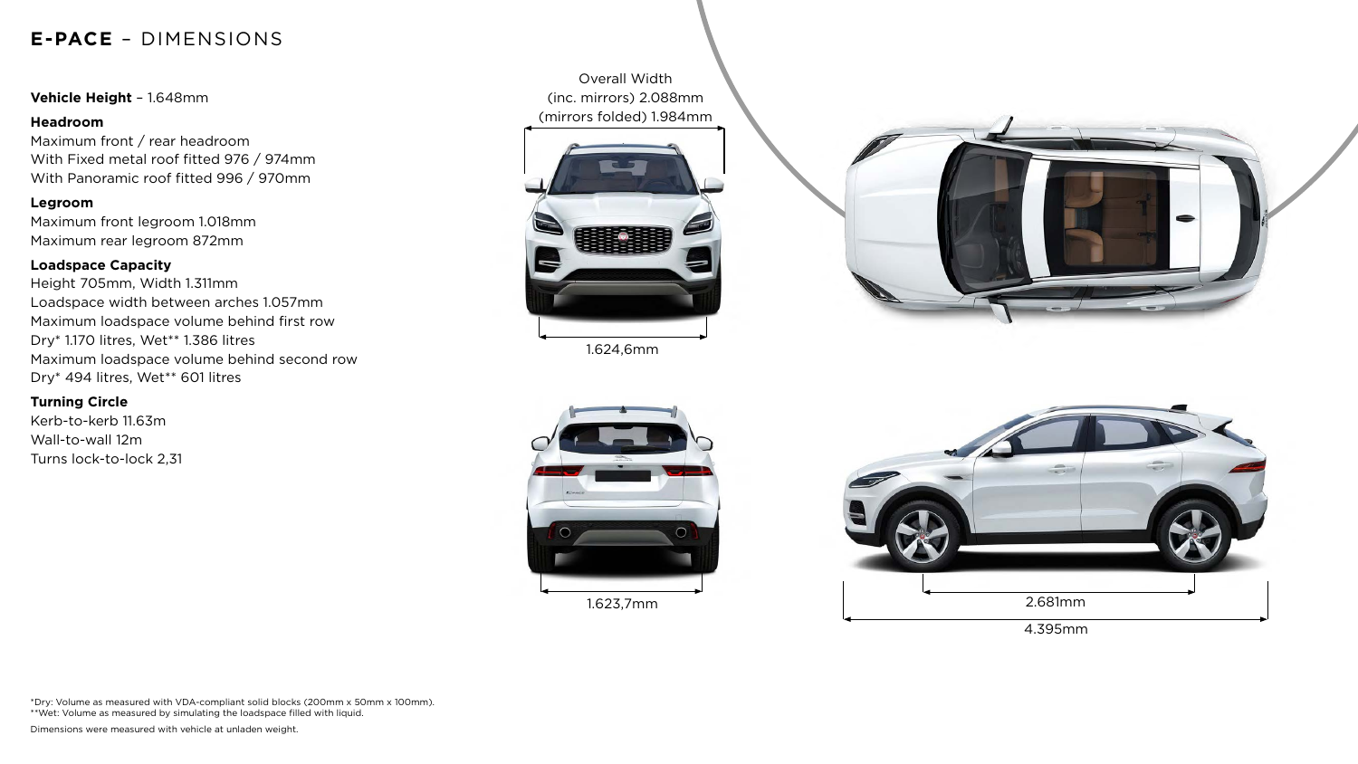# **E-PACE** – DIMENSIONS

**Vehicle Height** – 1.648mm

**Headroom**

Maximum front / rear headroom
With Fixed metal roof fitted 976 / 974mm
With Panoramic roof fitted 996 / 970mm

**Legroom**

Maximum front legroom 1.018mm
Maximum rear legroom 872mm

**Loadspace Capacity**

Height 705mm, Width 1.311mm
Loadspace width between arches 1.057mm
Maximum loadspace volume behind first row
Dry* 1.170 litres, Wet** 1.386 litres
Maximum loadspace volume behind second row
Dry* 494 litres, Wet** 601 litres

**Turning Circle**

Kerb-to-kerb 11.63m
Wall-to-wall 12m
Turns lock-to-lock 2,31

Overall Width
(inc. mirrors) 2.088mm
(mirrors folded) 1.984mm

1.624,6mm

1.623,7mm

2.681mm

4.395mm

*Dry: Volume as measured with VDA-compliant solid blocks (200mm x 50mm x 100mm).
**Wet: Volume as measured by simulating the loadspace filled with liquid.

Dimensions were measured with vehicle at unladen weight.